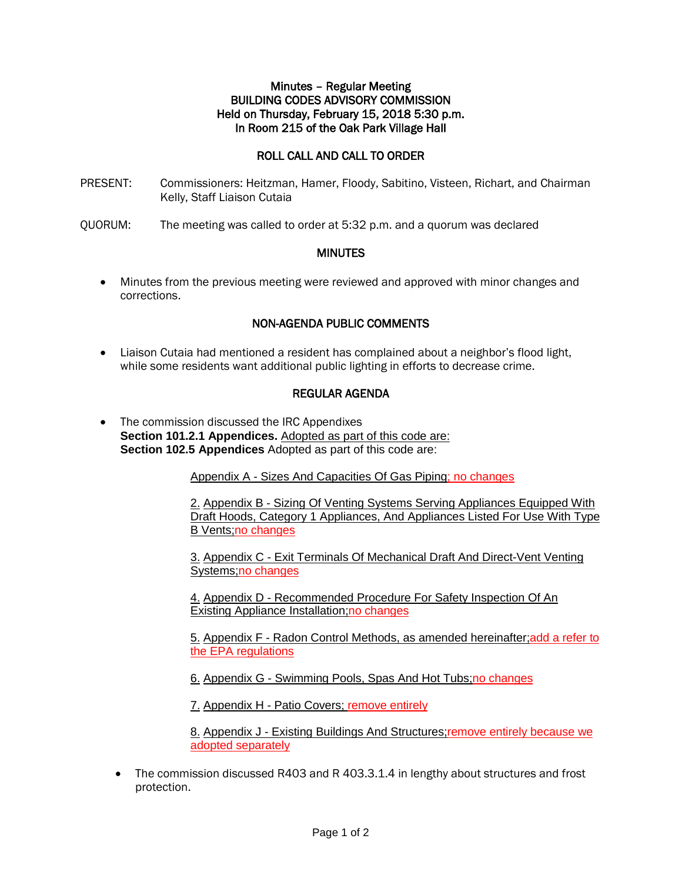# Minutes – Regular Meeting
# BUILDING CODES ADVISORY COMMISSION
## Held on Thursday, February 15, 2018 5:30 p.m.
## In Room 215 of the Oak Park Village Hall

## ROLL CALL AND CALL TO ORDER

PRESENT: Commissioners: Heitzman, Hamer, Floody, Sabitino, Visteen, Richart, and Chairman Kelly, Staff Liaison Cutaia

QUORUM: The meeting was called to order at 5:32 p.m. and a quorum was declared

## MINUTES

- Minutes from the previous meeting were reviewed and approved with minor changes and corrections.

## NON-AGENDA PUBLIC COMMENTS

- Liaison Cutaia had mentioned a resident has complained about a neighbor's flood light, while some residents want additional public lighting in efforts to decrease crime.

## REGULAR AGENDA

- The commission discussed the IRC Appendixes
  **Section 101.2.1 Appendices.** Adopted as part of this code are:
  **Section 102.5 Appendices** Adopted as part of this code are:

  Appendix A - Sizes And Capacities Of Gas Piping; no changes

  2. Appendix B - Sizing Of Venting Systems Serving Appliances Equipped With Draft Hoods, Category 1 Appliances, And Appliances Listed For Use With Type B Vents;no changes

  3. Appendix C - Exit Terminals Of Mechanical Draft And Direct-Vent Venting Systems;no changes

  4. Appendix D - Recommended Procedure For Safety Inspection Of An Existing Appliance Installation;no changes

  5. Appendix F - Radon Control Methods, as amended hereinafter;add a refer to the EPA regulations

  6. Appendix G - Swimming Pools, Spas And Hot Tubs;no changes

  7. Appendix H - Patio Covers; remove entirely

  8. Appendix J - Existing Buildings And Structures;remove entirely because we adopted separately

- The commission discussed R403 and R 403.3.1.4 in lengthy about structures and frost protection.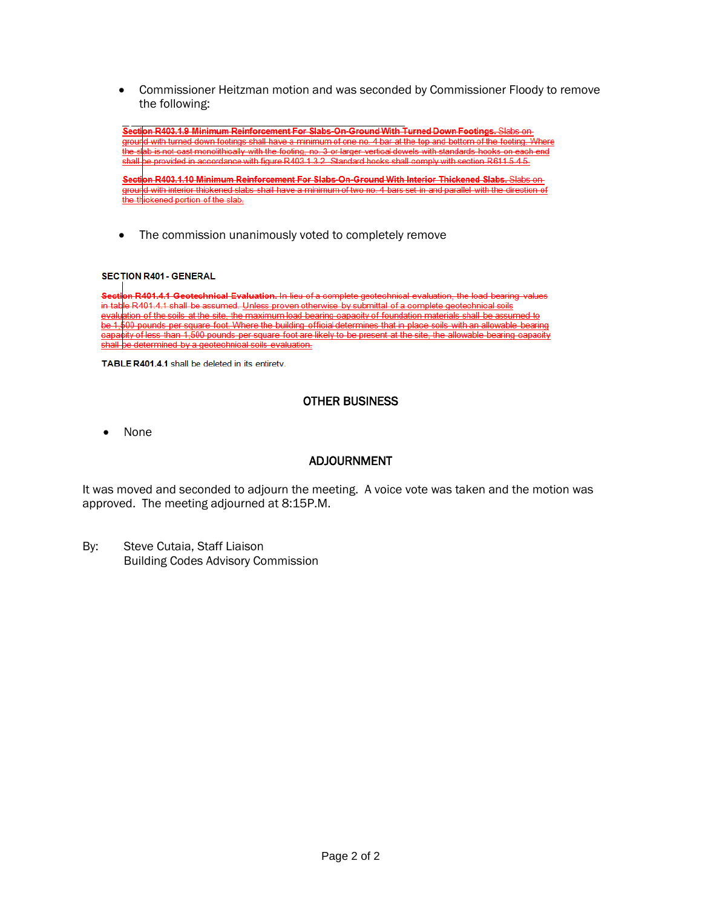- Commissioner Heitzman motion and was seconded by Commissioner Floody to remove the following:

~~**Section R403.1.9 Minimum Reinforcement For Slabs-On-Ground With Turned Down Footings.** Slabs on ground with turned down footings shall have a minimum of one no. 4 bar at the top and bottom of the footing. Where the slab is not cast monolithically with the footing, no. 3 or larger vertical dowels with standards hooks on each end shall be provided in accordance with figure R403.1.3.2. Standard hooks shall comply with section R611.5.4.5.~~

~~**Section R403.1.10 Minimum Reinforcement For Slabs-On-Ground With Interior Thickened Slabs.** Slabs on ground with interior thickened slabs shall have a minimum of two no. 4 bars set in and parallel with the direction of the thickened portion of the slab.~~

- The commission unanimously voted to completely remove

**SECTION R401 - GENERAL**

~~**Section R401.4.1 Geotechnical Evaluation.** In lieu of a complete geotechnical evaluation, the load bearing values in table R401.4.1 shall be assumed. Unless proven otherwise by submittal of a complete geotechnical soils evaluation of the soils at the site, the maximum load bearing capacity of foundation materials shall be assumed to be 1,500 pounds per square foot. Where the building official determines that in place soils with an allowable bearing capacity of less than 1,500 pounds per square foot are likely to be present at the site, the allowable bearing capacity shall be determined by a geotechnical soils evaluation.~~

**TABLE R401.4.1** shall be deleted in its entirety.

## OTHER BUSINESS

- None

## ADJOURNMENT

It was moved and seconded to adjourn the meeting. A voice vote was taken and the motion was approved. The meeting adjourned at 8:15P.M.

By: Steve Cutaia, Staff Liaison
Building Codes Advisory Commission